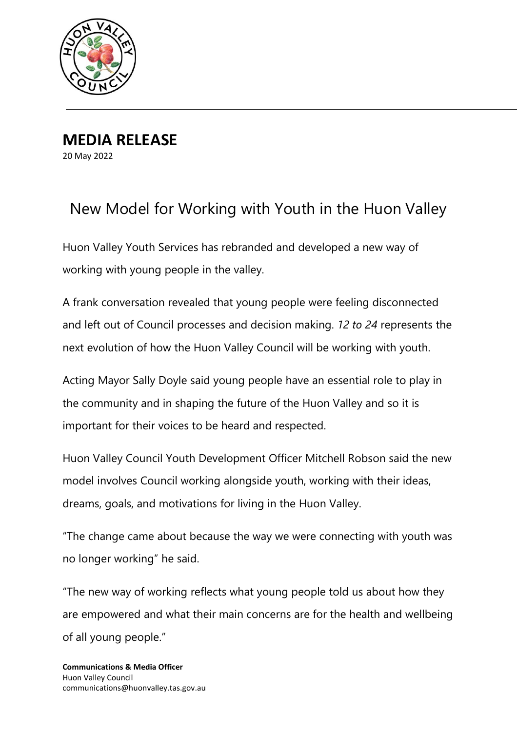# MEDIA RELEASE

20 May 2022

## New Model for Working with Youth in the Huon Valley

Huon Valley Youth Services has rebranded and developed a new way of working with young people in the valley.

A frank conversation revealed that young people were feeling disconnected and left out of Council processes and decision making. *12 to 24* represents the next evolution of how the Huon Valley Council will be working with youth.

Acting Mayor Sally Doyle said young people have an essential role to play in the community and in shaping the future of the Huon Valley and so it is important for their voices to be heard and respected.

Huon Valley Council Youth Development Officer Mitchell Robson said the new model involves Council working alongside youth, working with their ideas, dreams, goals, and motivations for living in the Huon Valley.

"The change came about because the way we were connecting with youth was no longer working" he said.

"The new way of working reflects what young people told us about how they are empowered and what their main concerns are for the health and wellbeing of all young people."

**Communications & Media Officer**
Huon Valley Council
communications@huonvalley.tas.gov.au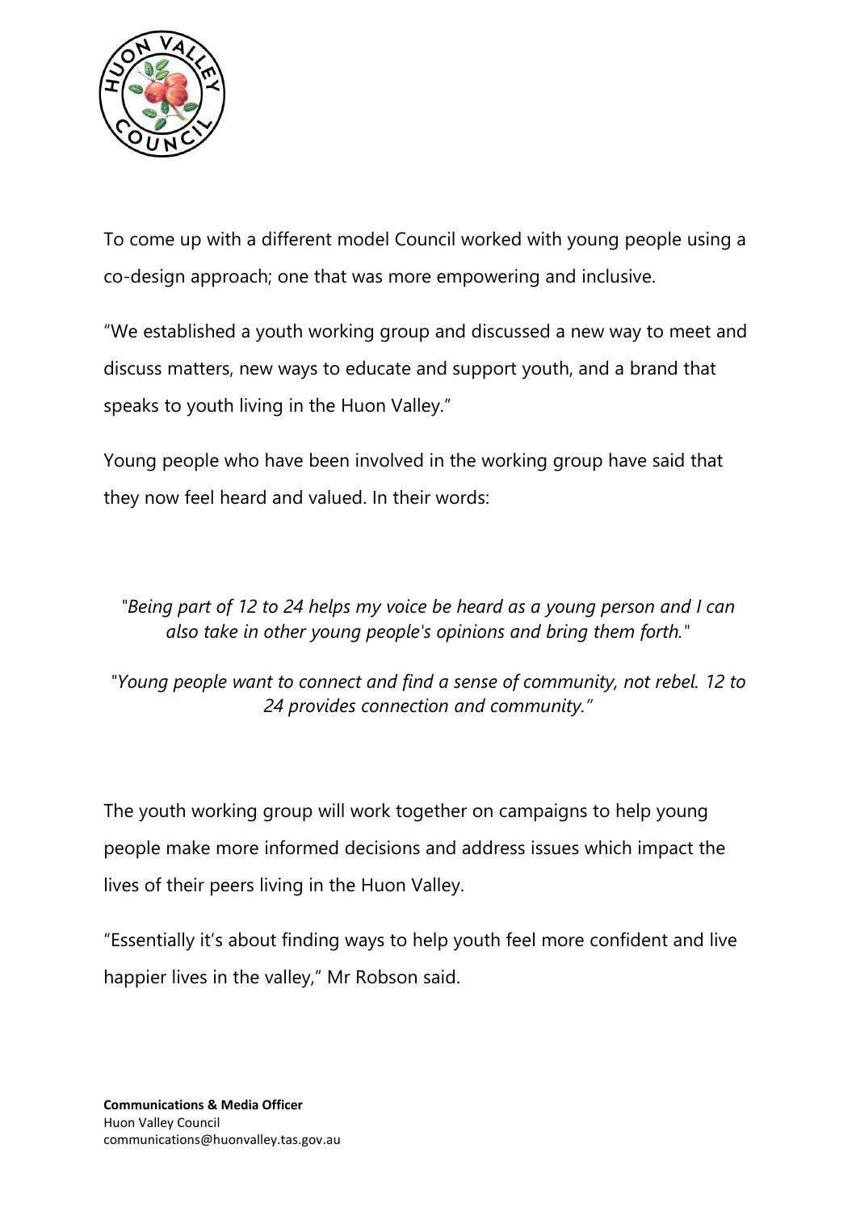To come up with a different model Council worked with young people using a co-design approach; one that was more empowering and inclusive.

"We established a youth working group and discussed a new way to meet and discuss matters, new ways to educate and support youth, and a brand that speaks to youth living in the Huon Valley."

Young people who have been involved in the working group have said that they now feel heard and valued. In their words:

*"Being part of 12 to 24 helps my voice be heard as a young person and I can also take in other young people's opinions and bring them forth."*

*"Young people want to connect and find a sense of community, not rebel. 12 to 24 provides connection and community."*

The youth working group will work together on campaigns to help young people make more informed decisions and address issues which impact the lives of their peers living in the Huon Valley.

"Essentially it's about finding ways to help youth feel more confident and live happier lives in the valley," Mr Robson said.

**Communications & Media Officer**
Huon Valley Council
communications@huonvalley.tas.gov.au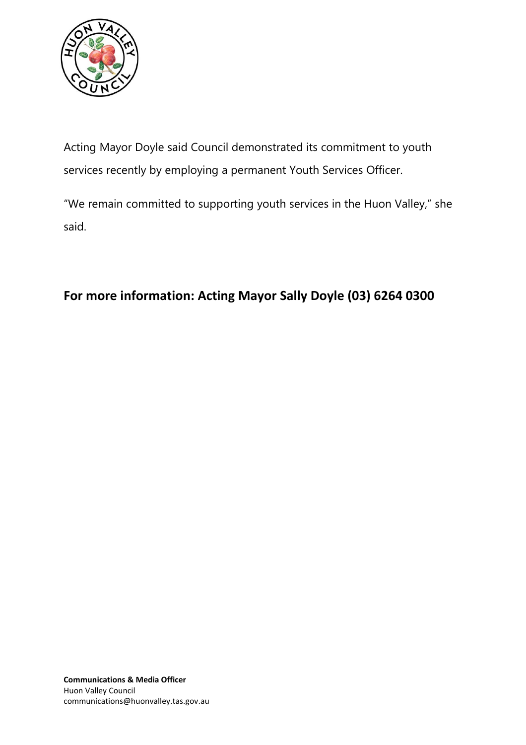Acting Mayor Doyle said Council demonstrated its commitment to youth services recently by employing a permanent Youth Services Officer.

"We remain committed to supporting youth services in the Huon Valley," she said.

**For more information: Acting Mayor Sally Doyle (03) 6264 0300**

**Communications & Media Officer**
Huon Valley Council
communications@huonvalley.tas.gov.au